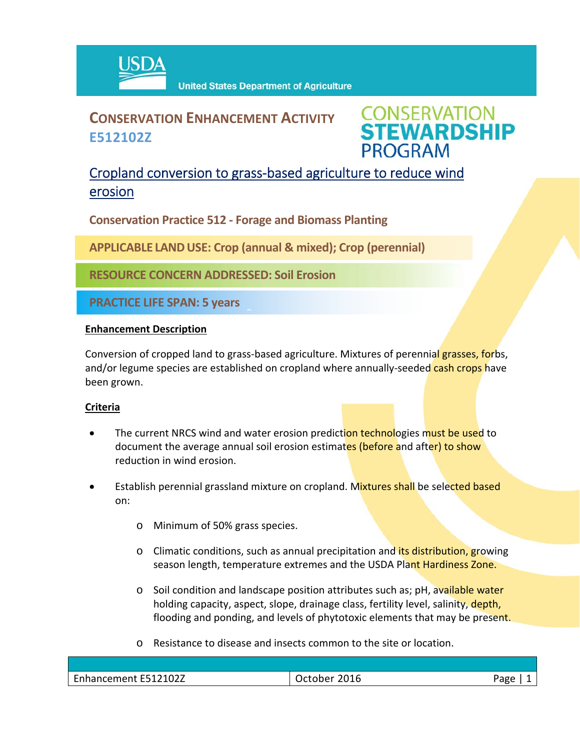USDA United States Department of Agriculture

# CONSERVATION ENHANCEMENT ACTIVITY E512102Z

CONSERVATION STEWARDSHIP PROGRAM

## Cropland conversion to grass-based agriculture to reduce wind erosion

**Conservation Practice 512 - Forage and Biomass Planting**

**APPLICABLE LAND USE: Crop (annual & mixed); Crop (perennial)**

**RESOURCE CONCERN ADDRESSED: Soil Erosion**

**PRACTICE LIFE SPAN: 5 years**

### Enhancement Description

Conversion of cropped land to grass-based agriculture. Mixtures of perennial grasses, forbs, and/or legume species are established on cropland where annually-seeded cash crops have been grown.

### Criteria

- The current NRCS wind and water erosion prediction technologies must be used to document the average annual soil erosion estimates (before and after) to show reduction in wind erosion.
- Establish perennial grassland mixture on cropland. Mixtures shall be selected based on:
  - Minimum of 50% grass species.
  - Climatic conditions, such as annual precipitation and its distribution, growing season length, temperature extremes and the USDA Plant Hardiness Zone.
  - Soil condition and landscape position attributes such as; pH, available water holding capacity, aspect, slope, drainage class, fertility level, salinity, depth, flooding and ponding, and levels of phytotoxic elements that may be present.
  - Resistance to disease and insects common to the site or location.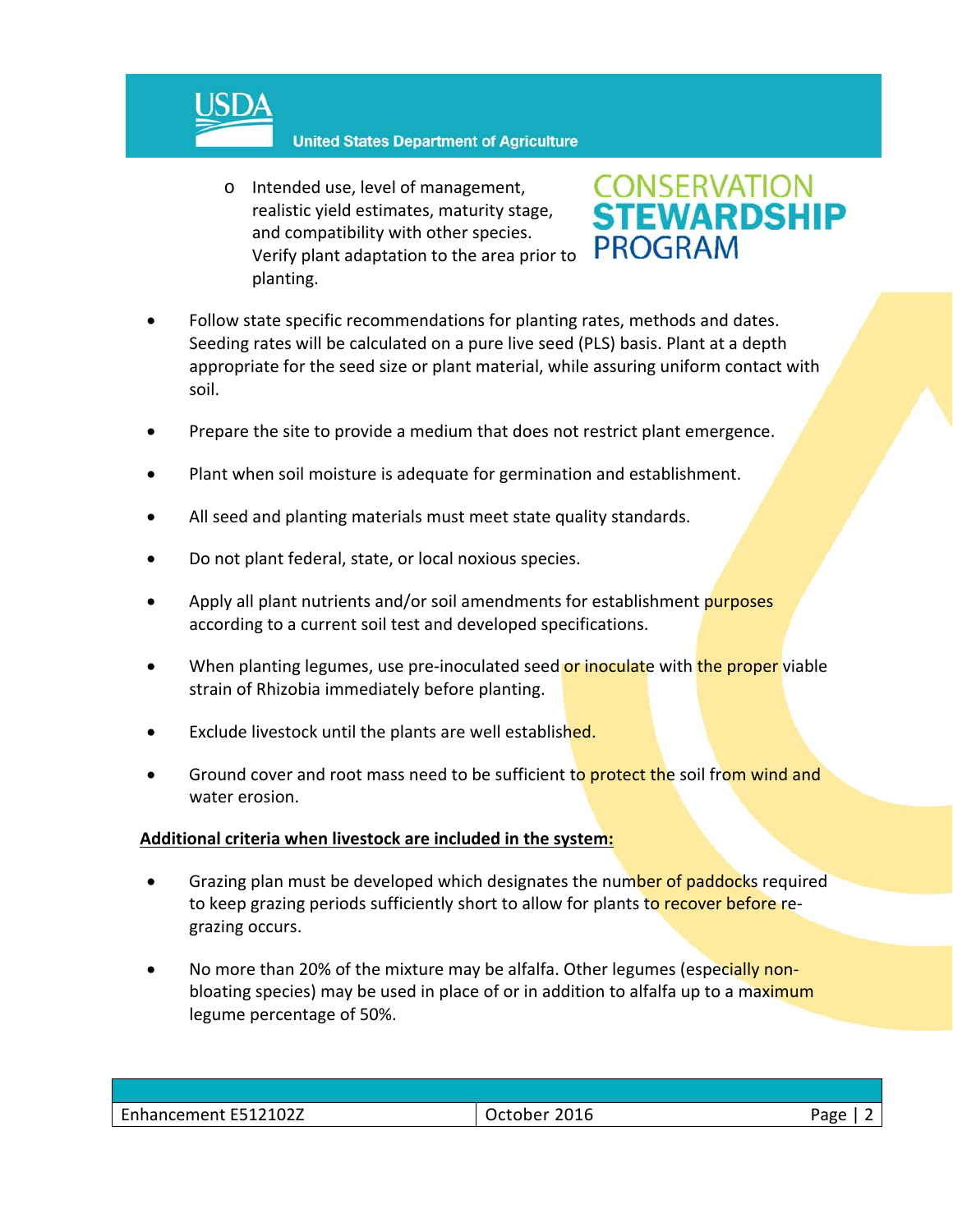- Intended use, level of management, realistic yield estimates, maturity stage, and compatibility with other species. Verify plant adaptation to the area prior to planting.

- Follow state specific recommendations for planting rates, methods and dates. Seeding rates will be calculated on a pure live seed (PLS) basis. Plant at a depth appropriate for the seed size or plant material, while assuring uniform contact with soil.

- Prepare the site to provide a medium that does not restrict plant emergence.

- Plant when soil moisture is adequate for germination and establishment.

- All seed and planting materials must meet state quality standards.

- Do not plant federal, state, or local noxious species.

- Apply all plant nutrients and/or soil amendments for establishment purposes according to a current soil test and developed specifications.

- When planting legumes, use pre-inoculated seed or inoculate with the proper viable strain of Rhizobia immediately before planting.

- Exclude livestock until the plants are well established.

- Ground cover and root mass need to be sufficient to protect the soil from wind and water erosion.

**Additional criteria when livestock are included in the system:**

- Grazing plan must be developed which designates the number of paddocks required to keep grazing periods sufficiently short to allow for plants to recover before re-grazing occurs.

- No more than 20% of the mixture may be alfalfa. Other legumes (especially non-bloating species) may be used in place of or in addition to alfalfa up to a maximum legume percentage of 50%.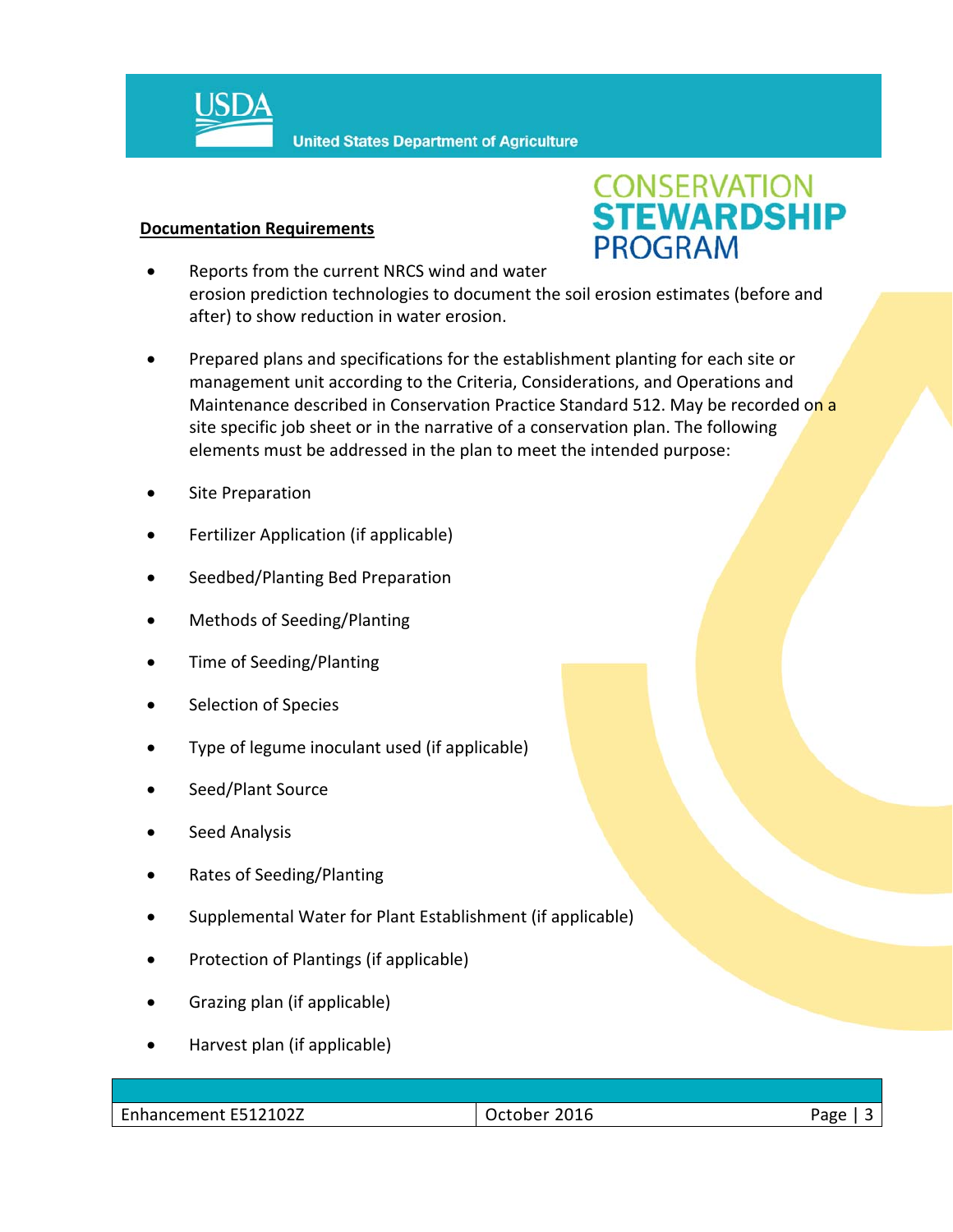**Documentation Requirements**

- Reports from the current NRCS wind and water erosion prediction technologies to document the soil erosion estimates (before and after) to show reduction in water erosion.
- Prepared plans and specifications for the establishment planting for each site or management unit according to the Criteria, Considerations, and Operations and Maintenance described in Conservation Practice Standard 512. May be recorded on a site specific job sheet or in the narrative of a conservation plan. The following elements must be addressed in the plan to meet the intended purpose:
- Site Preparation
- Fertilizer Application (if applicable)
- Seedbed/Planting Bed Preparation
- Methods of Seeding/Planting
- Time of Seeding/Planting
- Selection of Species
- Type of legume inoculant used (if applicable)
- Seed/Plant Source
- Seed Analysis
- Rates of Seeding/Planting
- Supplemental Water for Plant Establishment (if applicable)
- Protection of Plantings (if applicable)
- Grazing plan (if applicable)
- Harvest plan (if applicable)